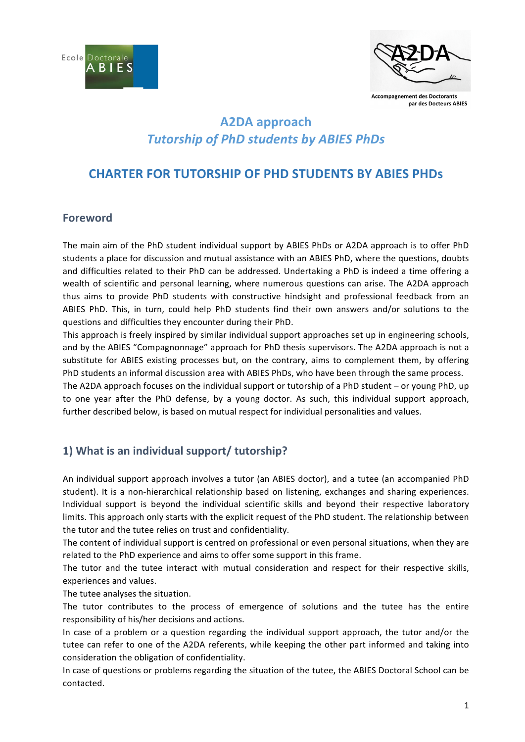Ecole Doctorale ABIES

A2DA
Accompagnement des Doctorants par des Docteurs ABIES

## A2DA approach
## *Tutorship of PhD students by ABIES PhDs*

# CHARTER FOR TUTORSHIP OF PHD STUDENTS BY ABIES PHDs

## Foreword

The main aim of the PhD student individual support by ABIES PhDs or A2DA approach is to offer PhD students a place for discussion and mutual assistance with an ABIES PhD, where the questions, doubts and difficulties related to their PhD can be addressed. Undertaking a PhD is indeed a time offering a wealth of scientific and personal learning, where numerous questions can arise. The A2DA approach thus aims to provide PhD students with constructive hindsight and professional feedback from an ABIES PhD. This, in turn, could help PhD students find their own answers and/or solutions to the questions and difficulties they encounter during their PhD.
This approach is freely inspired by similar individual support approaches set up in engineering schools, and by the ABIES "Compagnonnage" approach for PhD thesis supervisors. The A2DA approach is not a substitute for ABIES existing processes but, on the contrary, aims to complement them, by offering PhD students an informal discussion area with ABIES PhDs, who have been through the same process.
The A2DA approach focuses on the individual support or tutorship of a PhD student – or young PhD, up to one year after the PhD defense, by a young doctor. As such, this individual support approach, further described below, is based on mutual respect for individual personalities and values.

## 1) What is an individual support/ tutorship?

An individual support approach involves a tutor (an ABIES doctor), and a tutee (an accompanied PhD student). It is a non-hierarchical relationship based on listening, exchanges and sharing experiences. Individual support is beyond the individual scientific skills and beyond their respective laboratory limits. This approach only starts with the explicit request of the PhD student. The relationship between the tutor and the tutee relies on trust and confidentiality.
The content of individual support is centred on professional or even personal situations, when they are related to the PhD experience and aims to offer some support in this frame.
The tutor and the tutee interact with mutual consideration and respect for their respective skills, experiences and values.
The tutee analyses the situation.
The tutor contributes to the process of emergence of solutions and the tutee has the entire responsibility of his/her decisions and actions.
In case of a problem or a question regarding the individual support approach, the tutor and/or the tutee can refer to one of the A2DA referents, while keeping the other part informed and taking into consideration the obligation of confidentiality.
In case of questions or problems regarding the situation of the tutee, the ABIES Doctoral School can be contacted.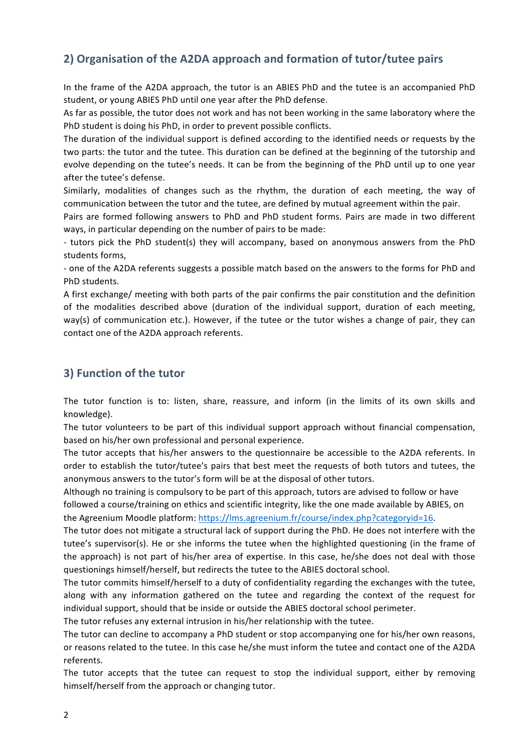## 2) Organisation of the A2DA approach and formation of tutor/tutee pairs

In the frame of the A2DA approach, the tutor is an ABIES PhD and the tutee is an accompanied PhD student, or young ABIES PhD until one year after the PhD defense.

As far as possible, the tutor does not work and has not been working in the same laboratory where the PhD student is doing his PhD, in order to prevent possible conflicts.

The duration of the individual support is defined according to the identified needs or requests by the two parts: the tutor and the tutee. This duration can be defined at the beginning of the tutorship and evolve depending on the tutee's needs. It can be from the beginning of the PhD until up to one year after the tutee's defense.

Similarly, modalities of changes such as the rhythm, the duration of each meeting, the way of communication between the tutor and the tutee, are defined by mutual agreement within the pair.

Pairs are formed following answers to PhD and PhD student forms. Pairs are made in two different ways, in particular depending on the number of pairs to be made:

- tutors pick the PhD student(s) they will accompany, based on anonymous answers from the PhD students forms,
- one of the A2DA referents suggests a possible match based on the answers to the forms for PhD and PhD students.

A first exchange/ meeting with both parts of the pair confirms the pair constitution and the definition of the modalities described above (duration of the individual support, duration of each meeting, way(s) of communication etc.). However, if the tutee or the tutor wishes a change of pair, they can contact one of the A2DA approach referents.

## 3) Function of the tutor

The tutor function is to: listen, share, reassure, and inform (in the limits of its own skills and knowledge).

The tutor volunteers to be part of this individual support approach without financial compensation, based on his/her own professional and personal experience.

The tutor accepts that his/her answers to the questionnaire be accessible to the A2DA referents. In order to establish the tutor/tutee's pairs that best meet the requests of both tutors and tutees, the anonymous answers to the tutor's form will be at the disposal of other tutors.

Although no training is compulsory to be part of this approach, tutors are advised to follow or have followed a course/training on ethics and scientific integrity, like the one made available by ABIES, on the Agreenium Moodle platform: https://lms.agreenium.fr/course/index.php?categoryid=16.

The tutor does not mitigate a structural lack of support during the PhD. He does not interfere with the tutee's supervisor(s). He or she informs the tutee when the highlighted questioning (in the frame of the approach) is not part of his/her area of expertise. In this case, he/she does not deal with those questionings himself/herself, but redirects the tutee to the ABIES doctoral school.

The tutor commits himself/herself to a duty of confidentiality regarding the exchanges with the tutee, along with any information gathered on the tutee and regarding the context of the request for individual support, should that be inside or outside the ABIES doctoral school perimeter.

The tutor refuses any external intrusion in his/her relationship with the tutee.

The tutor can decline to accompany a PhD student or stop accompanying one for his/her own reasons, or reasons related to the tutee. In this case he/she must inform the tutee and contact one of the A2DA referents.

The tutor accepts that the tutee can request to stop the individual support, either by removing himself/herself from the approach or changing tutor.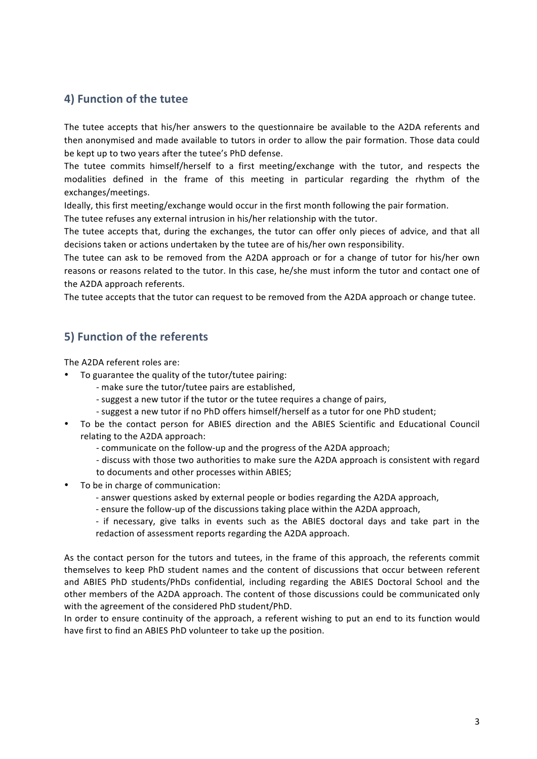## 4) Function of the tutee

The tutee accepts that his/her answers to the questionnaire be available to the A2DA referents and then anonymised and made available to tutors in order to allow the pair formation. Those data could be kept up to two years after the tutee's PhD defense.

The tutee commits himself/herself to a first meeting/exchange with the tutor, and respects the modalities defined in the frame of this meeting in particular regarding the rhythm of the exchanges/meetings.

Ideally, this first meeting/exchange would occur in the first month following the pair formation.

The tutee refuses any external intrusion in his/her relationship with the tutor.

The tutee accepts that, during the exchanges, the tutor can offer only pieces of advice, and that all decisions taken or actions undertaken by the tutee are of his/her own responsibility.

The tutee can ask to be removed from the A2DA approach or for a change of tutor for his/her own reasons or reasons related to the tutor. In this case, he/she must inform the tutor and contact one of the A2DA approach referents.

The tutee accepts that the tutor can request to be removed from the A2DA approach or change tutee.

## 5) Function of the referents

The A2DA referent roles are:

- To guarantee the quality of the tutor/tutee pairing:
  - make sure the tutor/tutee pairs are established,
  - suggest a new tutor if the tutor or the tutee requires a change of pairs,
  - suggest a new tutor if no PhD offers himself/herself as a tutor for one PhD student;
- To be the contact person for ABIES direction and the ABIES Scientific and Educational Council relating to the A2DA approach:
  - communicate on the follow-up and the progress of the A2DA approach;
  - discuss with those two authorities to make sure the A2DA approach is consistent with regard to documents and other processes within ABIES;
- To be in charge of communication:
  - answer questions asked by external people or bodies regarding the A2DA approach,
  - ensure the follow-up of the discussions taking place within the A2DA approach,
  - if necessary, give talks in events such as the ABIES doctoral days and take part in the redaction of assessment reports regarding the A2DA approach.

As the contact person for the tutors and tutees, in the frame of this approach, the referents commit themselves to keep PhD student names and the content of discussions that occur between referent and ABIES PhD students/PhDs confidential, including regarding the ABIES Doctoral School and the other members of the A2DA approach. The content of those discussions could be communicated only with the agreement of the considered PhD student/PhD.

In order to ensure continuity of the approach, a referent wishing to put an end to its function would have first to find an ABIES PhD volunteer to take up the position.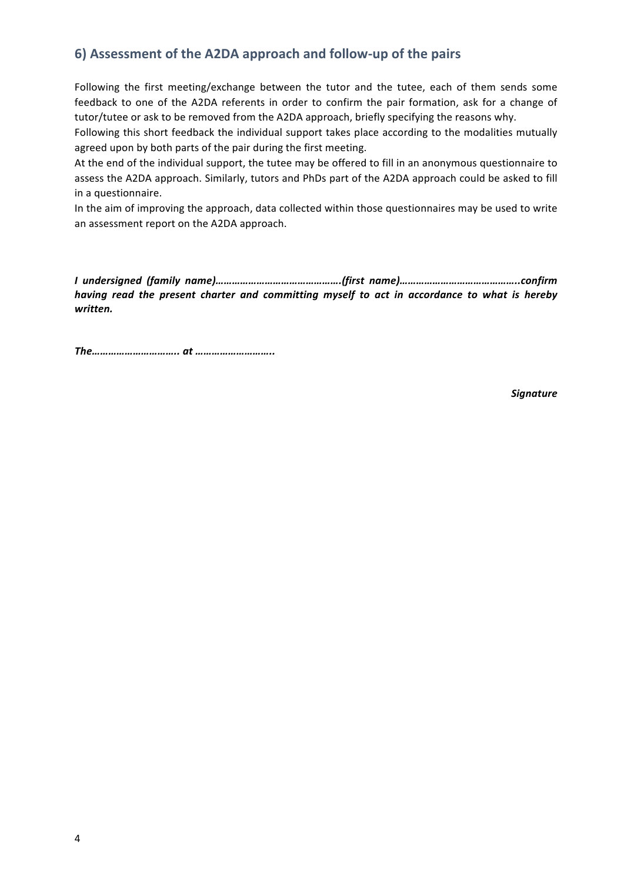## 6) Assessment of the A2DA approach and follow-up of the pairs

Following the first meeting/exchange between the tutor and the tutee, each of them sends some feedback to one of the A2DA referents in order to confirm the pair formation, ask for a change of tutor/tutee or ask to be removed from the A2DA approach, briefly specifying the reasons why.

Following this short feedback the individual support takes place according to the modalities mutually agreed upon by both parts of the pair during the first meeting.

At the end of the individual support, the tutee may be offered to fill in an anonymous questionnaire to assess the A2DA approach. Similarly, tutors and PhDs part of the A2DA approach could be asked to fill in a questionnaire.

In the aim of improving the approach, data collected within those questionnaires may be used to write an assessment report on the A2DA approach.

***I undersigned (family name)……………………………………….(first name)……………………………………..confirm having read the present charter and committing myself to act in accordance to what is hereby written.***

***The………………………….. at ………………………..***

***Signature***